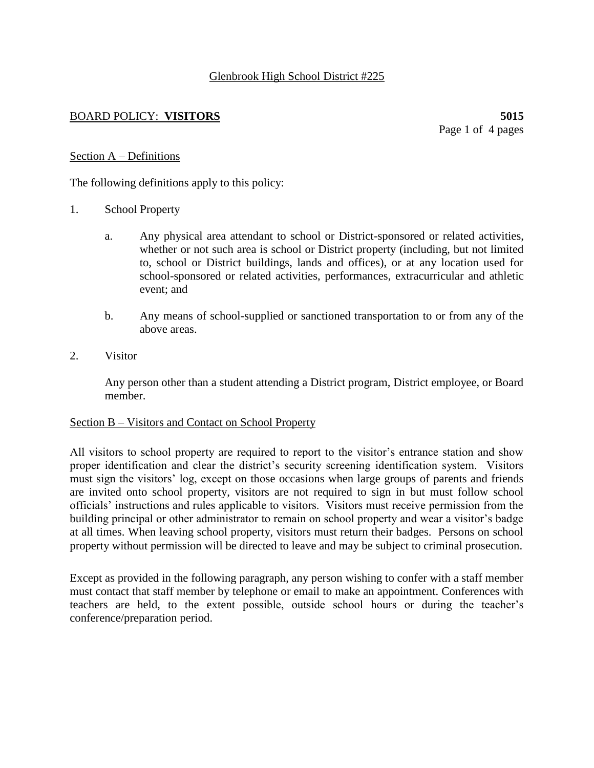Glenbrook High School District #225

## BOARD POLICY: **VISITORS** **5015**

### Section A – Definitions

The following definitions apply to this policy:

1. School Property

   a. Any physical area attendant to school or District-sponsored or related activities, whether or not such area is school or District property (including, but not limited to, school or District buildings, lands and offices), or at any location used for school-sponsored or related activities, performances, extracurricular and athletic event; and

   b. Any means of school-supplied or sanctioned transportation to or from any of the above areas.

2. Visitor

   Any person other than a student attending a District program, District employee, or Board member.

### Section B – Visitors and Contact on School Property

All visitors to school property are required to report to the visitor's entrance station and show proper identification and clear the district's security screening identification system. Visitors must sign the visitors' log, except on those occasions when large groups of parents and friends are invited onto school property, visitors are not required to sign in but must follow school officials' instructions and rules applicable to visitors. Visitors must receive permission from the building principal or other administrator to remain on school property and wear a visitor's badge at all times. When leaving school property, visitors must return their badges. Persons on school property without permission will be directed to leave and may be subject to criminal prosecution.

Except as provided in the following paragraph, any person wishing to confer with a staff member must contact that staff member by telephone or email to make an appointment. Conferences with teachers are held, to the extent possible, outside school hours or during the teacher's conference/preparation period.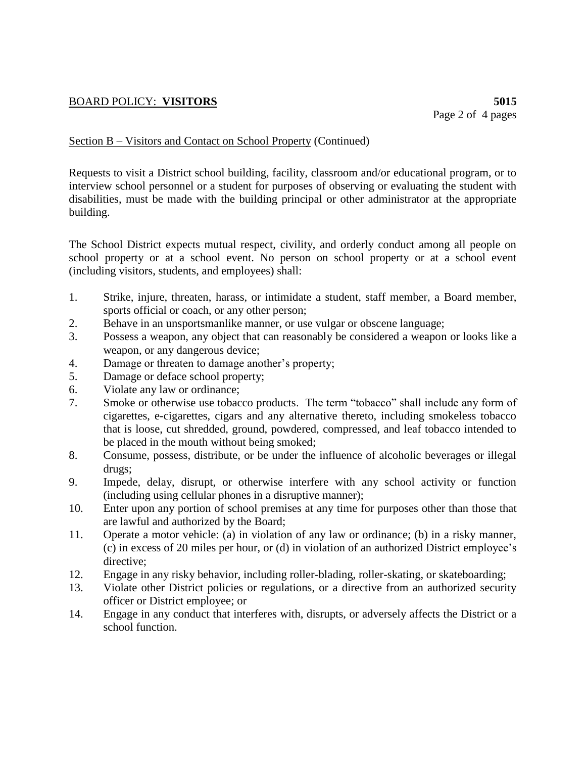BOARD POLICY: **VISITORS** **5015**

Section B – Visitors and Contact on School Property (Continued)

Requests to visit a District school building, facility, classroom and/or educational program, or to interview school personnel or a student for purposes of observing or evaluating the student with disabilities, must be made with the building principal or other administrator at the appropriate building.

The School District expects mutual respect, civility, and orderly conduct among all people on school property or at a school event. No person on school property or at a school event (including visitors, students, and employees) shall:

1. Strike, injure, threaten, harass, or intimidate a student, staff member, a Board member, sports official or coach, or any other person;
2. Behave in an unsportsmanlike manner, or use vulgar or obscene language;
3. Possess a weapon, any object that can reasonably be considered a weapon or looks like a weapon, or any dangerous device;
4. Damage or threaten to damage another's property;
5. Damage or deface school property;
6. Violate any law or ordinance;
7. Smoke or otherwise use tobacco products. The term "tobacco" shall include any form of cigarettes, e-cigarettes, cigars and any alternative thereto, including smokeless tobacco that is loose, cut shredded, ground, powdered, compressed, and leaf tobacco intended to be placed in the mouth without being smoked;
8. Consume, possess, distribute, or be under the influence of alcoholic beverages or illegal drugs;
9. Impede, delay, disrupt, or otherwise interfere with any school activity or function (including using cellular phones in a disruptive manner);
10. Enter upon any portion of school premises at any time for purposes other than those that are lawful and authorized by the Board;
11. Operate a motor vehicle: (a) in violation of any law or ordinance; (b) in a risky manner, (c) in excess of 20 miles per hour, or (d) in violation of an authorized District employee's directive;
12. Engage in any risky behavior, including roller-blading, roller-skating, or skateboarding;
13. Violate other District policies or regulations, or a directive from an authorized security officer or District employee; or
14. Engage in any conduct that interferes with, disrupts, or adversely affects the District or a school function.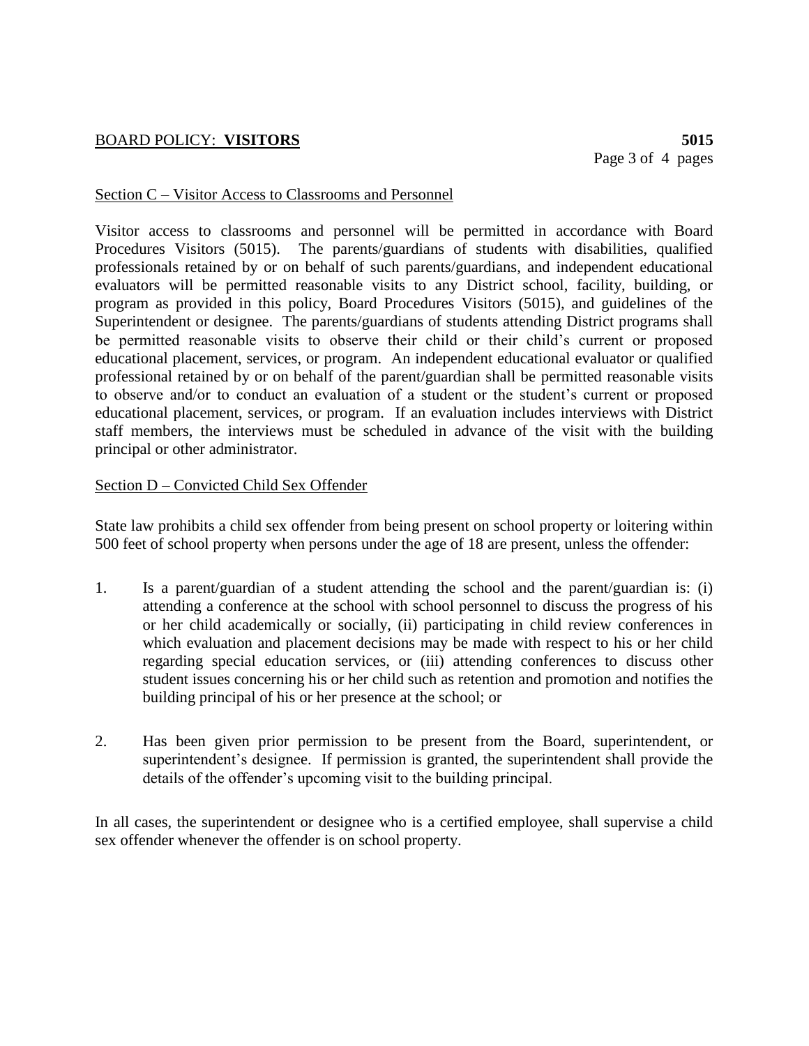Section C – Visitor Access to Classrooms and Personnel

Visitor access to classrooms and personnel will be permitted in accordance with Board Procedures Visitors (5015). The parents/guardians of students with disabilities, qualified professionals retained by or on behalf of such parents/guardians, and independent educational evaluators will be permitted reasonable visits to any District school, facility, building, or program as provided in this policy, Board Procedures Visitors (5015), and guidelines of the Superintendent or designee. The parents/guardians of students attending District programs shall be permitted reasonable visits to observe their child or their child's current or proposed educational placement, services, or program. An independent educational evaluator or qualified professional retained by or on behalf of the parent/guardian shall be permitted reasonable visits to observe and/or to conduct an evaluation of a student or the student's current or proposed educational placement, services, or program. If an evaluation includes interviews with District staff members, the interviews must be scheduled in advance of the visit with the building principal or other administrator.

Section D – Convicted Child Sex Offender

State law prohibits a child sex offender from being present on school property or loitering within 500 feet of school property when persons under the age of 18 are present, unless the offender:

1. Is a parent/guardian of a student attending the school and the parent/guardian is: (i) attending a conference at the school with school personnel to discuss the progress of his or her child academically or socially, (ii) participating in child review conferences in which evaluation and placement decisions may be made with respect to his or her child regarding special education services, or (iii) attending conferences to discuss other student issues concerning his or her child such as retention and promotion and notifies the building principal of his or her presence at the school; or

2. Has been given prior permission to be present from the Board, superintendent, or superintendent's designee. If permission is granted, the superintendent shall provide the details of the offender's upcoming visit to the building principal.

In all cases, the superintendent or designee who is a certified employee, shall supervise a child sex offender whenever the offender is on school property.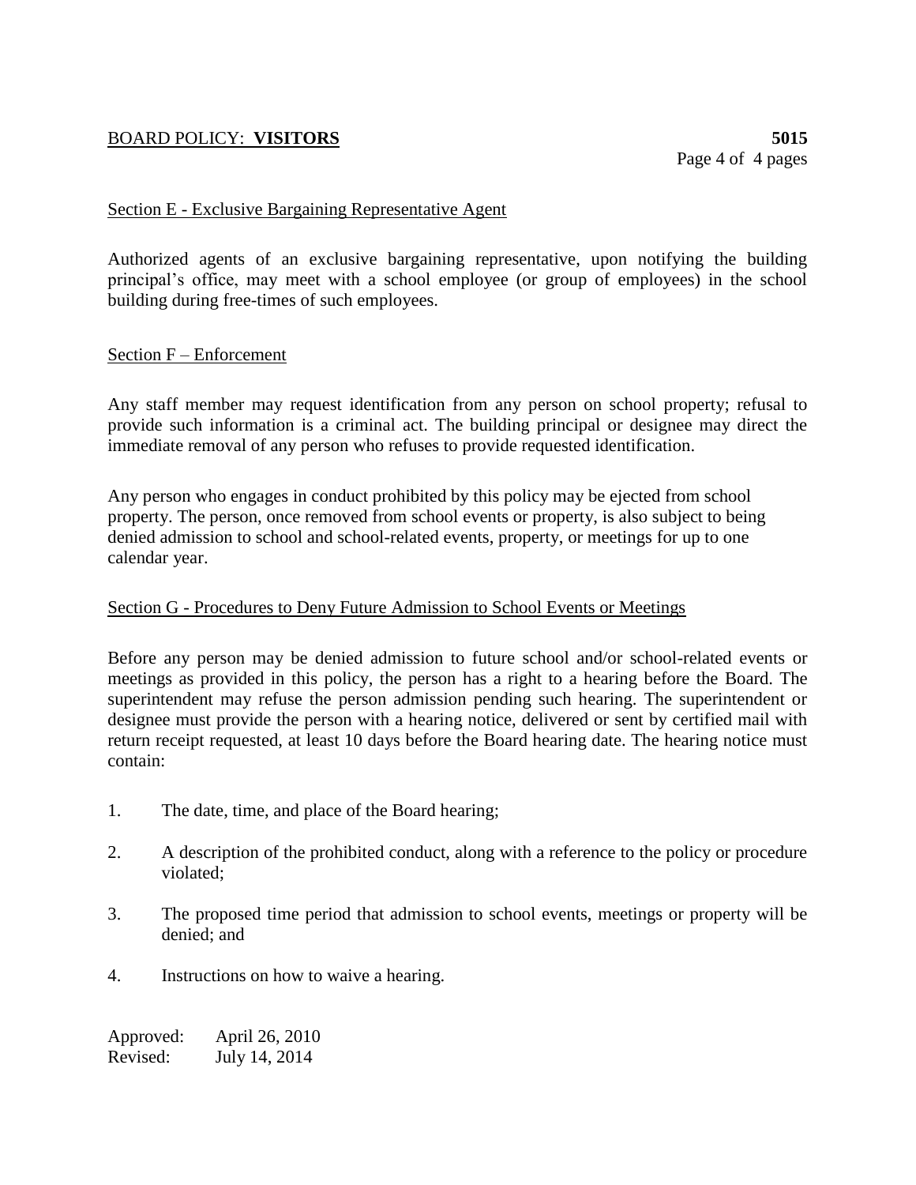## Section E - Exclusive Bargaining Representative Agent

Authorized agents of an exclusive bargaining representative, upon notifying the building principal's office, may meet with a school employee (or group of employees) in the school building during free-times of such employees.

## Section F – Enforcement

Any staff member may request identification from any person on school property; refusal to provide such information is a criminal act. The building principal or designee may direct the immediate removal of any person who refuses to provide requested identification.

Any person who engages in conduct prohibited by this policy may be ejected from school property. The person, once removed from school events or property, is also subject to being denied admission to school and school-related events, property, or meetings for up to one calendar year.

## Section G - Procedures to Deny Future Admission to School Events or Meetings

Before any person may be denied admission to future school and/or school-related events or meetings as provided in this policy, the person has a right to a hearing before the Board. The superintendent may refuse the person admission pending such hearing. The superintendent or designee must provide the person with a hearing notice, delivered or sent by certified mail with return receipt requested, at least 10 days before the Board hearing date. The hearing notice must contain:

1. The date, time, and place of the Board hearing;
2. A description of the prohibited conduct, along with a reference to the policy or procedure violated;
3. The proposed time period that admission to school events, meetings or property will be denied; and
4. Instructions on how to waive a hearing.

Approved: April 26, 2010
Revised: July 14, 2014